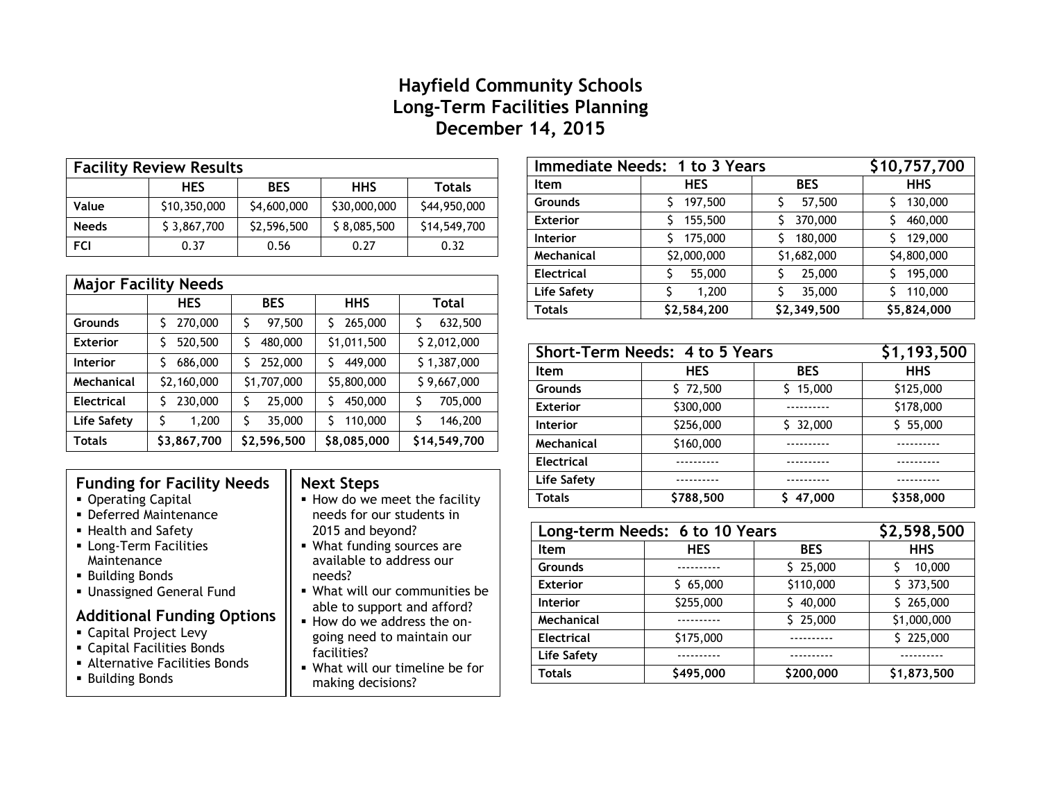# Hayfield Community Schools
# Long-Term Facilities Planning
# December 14, 2015

| Facility Review Results | | | | |
|---|---|---|---|---|
| | HES | BES | HHS | Totals |
| Value | $10,350,000 | $4,600,000 | $30,000,000 | $44,950,000 |
| Needs | $ 3,867,700 | $2,596,500 | $ 8,085,500 | $14,549,700 |
| FCI | 0.37 | 0.56 | 0.27 | 0.32 |

| Major Facility Needs | | | | |
|---|---|---|---|---|
| | HES | BES | HHS | Total |
| Grounds | $ 270,000 | $ 97,500 | $ 265,000 | $ 632,500 |
| Exterior | $ 520,500 | $ 480,000 | $1,011,500 | $ 2,012,000 |
| Interior | $ 686,000 | $ 252,000 | $ 449,000 | $ 1,387,000 |
| Mechanical | $2,160,000 | $1,707,000 | $5,800,000 | $ 9,667,000 |
| Electrical | $ 230,000 | $ 25,000 | $ 450,000 | $ 705,000 |
| Life Safety | $ 1,200 | $ 35,000 | $ 110,000 | $ 146,200 |
| **Totals** | **$3,867,700** | **$2,596,500** | **$8,085,000** | **$14,549,700** |

## Funding for Facility Needs

- Operating Capital
- Deferred Maintenance
- Health and Safety
- Long-Term Facilities Maintenance
- Building Bonds
- Unassigned General Fund

## Additional Funding Options

- Capital Project Levy
- Capital Facilities Bonds
- Alternative Facilities Bonds
- Building Bonds

## Next Steps

- How do we meet the facility needs for our students in 2015 and beyond?
- What funding sources are available to address our needs?
- What will our communities be able to support and afford?
- How do we address the on-going need to maintain our facilities?
- What will our timeline be for making decisions?

| Immediate Needs: 1 to 3 Years | | | $10,757,700 |
|---|---|---|---|
| Item | HES | BES | HHS |
| Grounds | $ 197,500 | $ 57,500 | $ 130,000 |
| Exterior | $ 155,500 | $ 370,000 | $ 460,000 |
| Interior | $ 175,000 | $ 180,000 | $ 129,000 |
| Mechanical | $2,000,000 | $1,682,000 | $4,800,000 |
| Electrical | $ 55,000 | $ 25,000 | $ 195,000 |
| Life Safety | $ 1,200 | $ 35,000 | $ 110,000 |
| **Totals** | **$2,584,200** | **$2,349,500** | **$5,824,000** |

| Short-Term Needs: 4 to 5 Years | | | $1,193,500 |
|---|---|---|---|
| Item | HES | BES | HHS |
| Grounds | $ 72,500 | $ 15,000 | $125,000 |
| Exterior | $300,000 | ---------- | $178,000 |
| Interior | $256,000 | $ 32,000 | $ 55,000 |
| Mechanical | $160,000 | ---------- | ---------- |
| Electrical | ---------- | ---------- | ---------- |
| Life Safety | ---------- | ---------- | ---------- |
| **Totals** | **$788,500** | **$ 47,000** | **$358,000** |

| Long-term Needs: 6 to 10 Years | | | $2,598,500 |
|---|---|---|---|
| Item | HES | BES | HHS |
| Grounds | ---------- | $ 25,000 | $ 10,000 |
| Exterior | $ 65,000 | $110,000 | $ 373,500 |
| Interior | $255,000 | $ 40,000 | $ 265,000 |
| Mechanical | ---------- | $ 25,000 | $1,000,000 |
| Electrical | $175,000 | ---------- | $ 225,000 |
| Life Safety | ---------- | ---------- | ---------- |
| **Totals** | **$495,000** | **$200,000** | **$1,873,500** |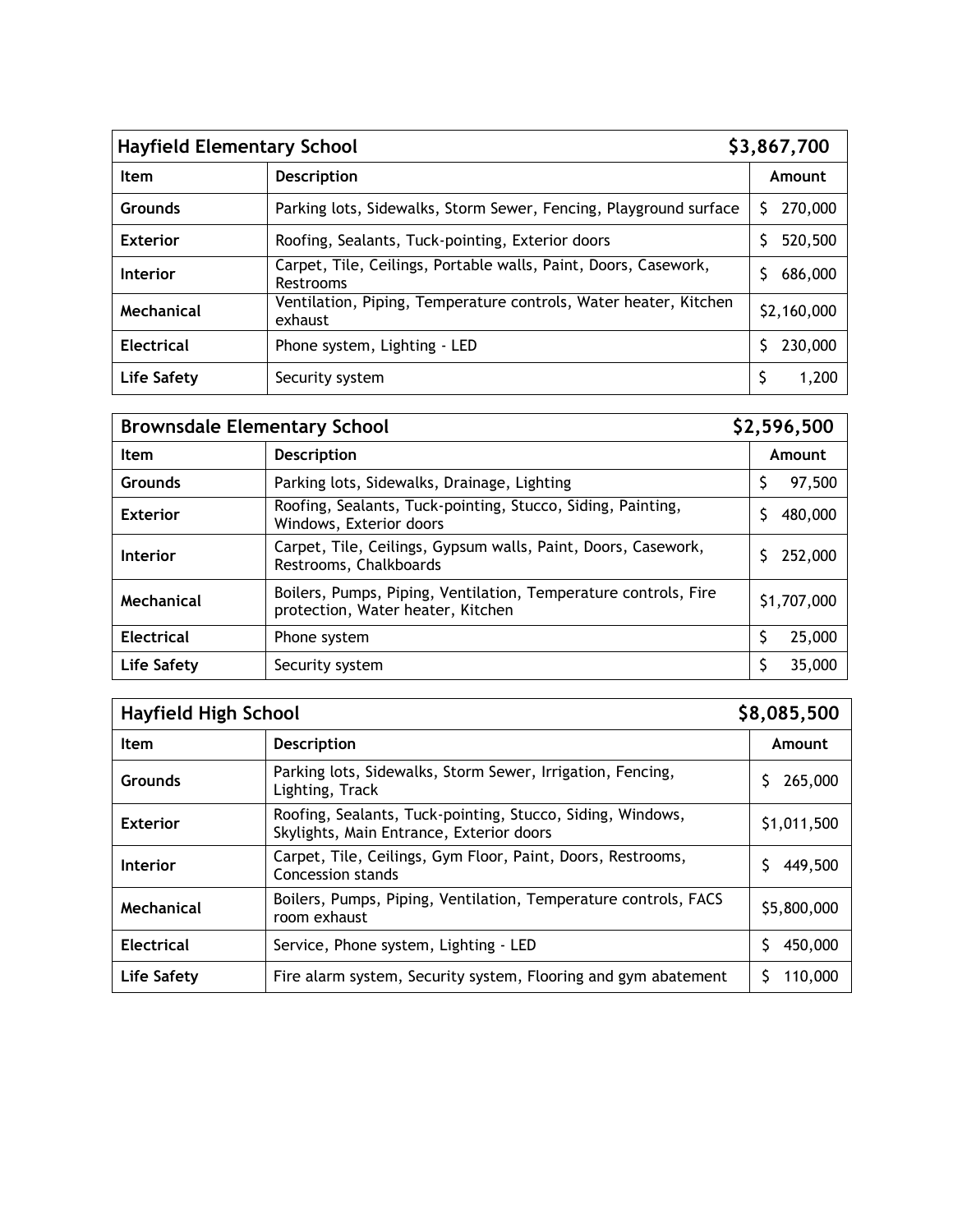| Hayfield Elementary School | | $3,867,700 |
|---|---|---|
| **Item** | **Description** | **Amount** |
| **Grounds** | Parking lots, Sidewalks, Storm Sewer, Fencing, Playground surface | $ 270,000 |
| **Exterior** | Roofing, Sealants, Tuck-pointing, Exterior doors | $ 520,500 |
| **Interior** | Carpet, Tile, Ceilings, Portable walls, Paint, Doors, Casework, Restrooms | $ 686,000 |
| **Mechanical** | Ventilation, Piping, Temperature controls, Water heater, Kitchen exhaust | $2,160,000 |
| **Electrical** | Phone system, Lighting - LED | $ 230,000 |
| **Life Safety** | Security system | $ 1,200 |

| Brownsdale Elementary School | | $2,596,500 |
|---|---|---|
| **Item** | **Description** | **Amount** |
| **Grounds** | Parking lots, Sidewalks, Drainage, Lighting | $ 97,500 |
| **Exterior** | Roofing, Sealants, Tuck-pointing, Stucco, Siding, Painting, Windows, Exterior doors | $ 480,000 |
| **Interior** | Carpet, Tile, Ceilings, Gypsum walls, Paint, Doors, Casework, Restrooms, Chalkboards | $ 252,000 |
| **Mechanical** | Boilers, Pumps, Piping, Ventilation, Temperature controls, Fire protection, Water heater, Kitchen | $1,707,000 |
| **Electrical** | Phone system | $ 25,000 |
| **Life Safety** | Security system | $ 35,000 |

| Hayfield High School | | $8,085,500 |
|---|---|---|
| **Item** | **Description** | **Amount** |
| **Grounds** | Parking lots, Sidewalks, Storm Sewer, Irrigation, Fencing, Lighting, Track | $ 265,000 |
| **Exterior** | Roofing, Sealants, Tuck-pointing, Stucco, Siding, Windows, Skylights, Main Entrance, Exterior doors | $1,011,500 |
| **Interior** | Carpet, Tile, Ceilings, Gym Floor, Paint, Doors, Restrooms, Concession stands | $ 449,500 |
| **Mechanical** | Boilers, Pumps, Piping, Ventilation, Temperature controls, FACS room exhaust | $5,800,000 |
| **Electrical** | Service, Phone system, Lighting - LED | $ 450,000 |
| **Life Safety** | Fire alarm system, Security system, Flooring and gym abatement | $ 110,000 |